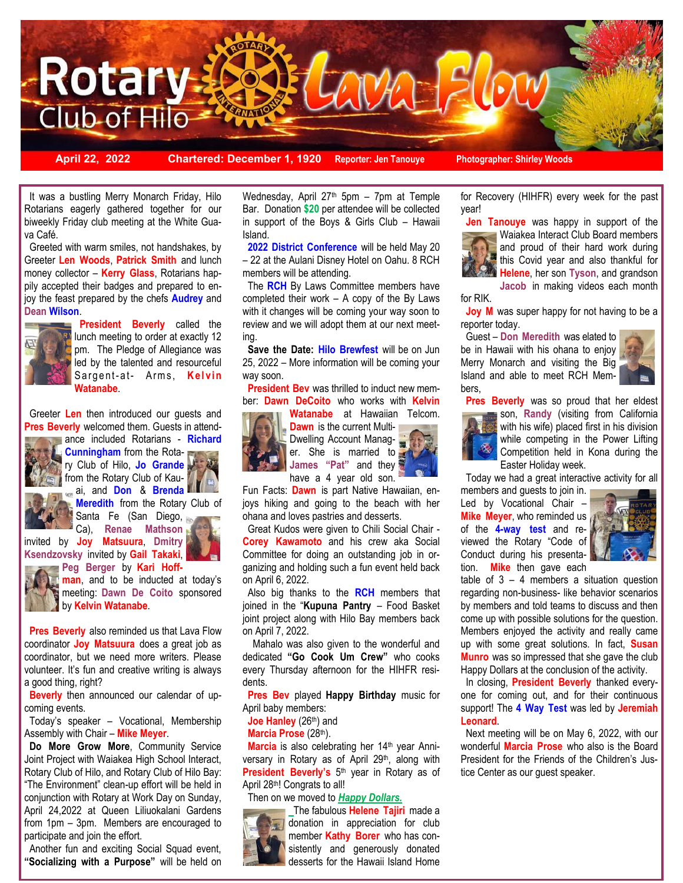# Rotary Club of Hilo Lava Flow

**April 22, 2022** | **Chartered: December 1, 1920** | **Reporter: Jen Tanouye** | **Photographer: Shirley Woods**

It was a bustling Merry Monarch Friday, Hilo Rotarians eagerly gathered together for our biweekly Friday club meeting at the White Guava Café.

Greeted with warm smiles, not handshakes, by Greeter **Len Woods**, **Patrick Smith** and lunch money collector – **Kerry Glass**, Rotarians happily accepted their badges and prepared to enjoy the feast prepared by the chefs **Audrey** and **Dean Wilson**.

**President Beverly** called the lunch meeting to order at exactly 12 pm. The Pledge of Allegiance was led by the talented and resourceful Sargent-at- Arms, **Kelvin Watanabe**.

Greeter **Len** then introduced our guests and **Pres Beverly** welcomed them. Guests in attendance included Rotarians - **Richard Cunningham** from the Rotary Club of Hilo, **Jo Grande** from the Rotary Club of Kauai, and **Don** & **Brenda Meredith** from the Rotary Club of Santa Fe (San Diego, Ca), **Renae Mathson** invited by **Joy Matsuura**, **Dmitry Ksendzovsky** invited by **Gail Takaki**, **Peg Berger** by **Kari Hoffman**, and to be inducted at today's meeting: **Dawn De Coito** sponsored by **Kelvin Watanabe**.

**Pres Beverly** also reminded us that Lava Flow coordinator **Joy Matsuura** does a great job as coordinator, but we need more writers. Please volunteer. It's fun and creative writing is always a good thing, right?

**Beverly** then announced our calendar of upcoming events.

Today's speaker – Vocational, Membership Assembly with Chair – **Mike Meyer**.

**Do More Grow More**, Community Service Joint Project with Waiakea High School Interact, Rotary Club of Hilo, and Rotary Club of Hilo Bay: "The Environment" clean-up effort will be held in conjunction with Rotary at Work Day on Sunday, April 24,2022 at Queen Liliuokalani Gardens from 1pm – 3pm. Members are encouraged to participate and join the effort.

Another fun and exciting Social Squad event, **"Socializing with a Purpose"** will be held on Wednesday, April 27th 5pm – 7pm at Temple Bar. Donation **$20** per attendee will be collected in support of the Boys & Girls Club – Hawaii Island.

**2022 District Conference** will be held May 20 – 22 at the Aulani Disney Hotel on Oahu. 8 RCH members will be attending.

The **RCH** By Laws Committee members have completed their work – A copy of the By Laws with it changes will be coming your way soon to review and we will adopt them at our next meeting.

**Save the Date: Hilo Brewfest** will be on Jun 25, 2022 – More information will be coming your way soon.

**President Bev** was thrilled to induct new member: **Dawn DeCoito** who works with **Kelvin Watanabe** at Hawaiian Telcom. **Dawn** is the current Multi-Dwelling Account Manager. She is married to **James "Pat"** and they have a 4 year old son.

Fun Facts: **Dawn** is part Native Hawaiian, enjoys hiking and going to the beach with her ohana and loves pastries and desserts.

Great Kudos were given to Chili Social Chair - **Corey Kawamoto** and his crew aka Social Committee for doing an outstanding job in organizing and holding such a fun event held back on April 6, 2022.

Also big thanks to the **RCH** members that joined in the "**Kupuna Pantry** – Food Basket joint project along with Hilo Bay members back on April 7, 2022.

Mahalo was also given to the wonderful and dedicated **"Go Cook Um Crew"** who cooks every Thursday afternoon for the HIHFR residents.

**Pres Bev** played **Happy Birthday** music for April baby members:

**Joe Hanley** (26th) and
**Marcia Prose** (28th).

**Marcia** is also celebrating her 14th year Anniversary in Rotary as of April 29th, along with **President Beverly's** 5th year in Rotary as of April 28th! Congrats to all!

Then on we moved to ***Happy Dollars.***

The fabulous **Helene Tajiri** made a donation in appreciation for club member **Kathy Borer** who has consistently and generously donated desserts for the Hawaii Island Home for Recovery (HIHFR) every week for the past year!

**Jen Tanouye** was happy in support of the Waiakea Interact Club Board members and proud of their hard work during this Covid year and also thankful for **Helene**, her son **Tyson**, and grandson **Jacob** in making videos each month for RIK.

**Joy M** was super happy for not having to be a reporter today.

Guest – **Don Meredith** was elated to be in Hawaii with his ohana to enjoy Merry Monarch and visiting the Big Island and able to meet RCH Members,

**Pres Beverly** was so proud that her eldest son, **Randy** (visiting from California with his wife) placed first in his division while competing in the Power Lifting Competition held in Kona during the Easter Holiday week.

Today we had a great interactive activity for all members and guests to join in. Led by Vocational Chair – **Mike Meyer**, who reminded us of the **4-way test** and reviewed the Rotary "Code of Conduct during his presentation. **Mike** then gave each table of 3 – 4 members a situation question regarding non-business- like behavior scenarios by members and told teams to discuss and then come up with possible solutions for the question. Members enjoyed the activity and really came up with some great solutions. In fact, **Susan Munro** was so impressed that she gave the club Happy Dollars at the conclusion of the activity.

In closing, **President Beverly** thanked everyone for coming out, and for their continuous support! The **4 Way Test** was led by **Jeremiah Leonard**.

Next meeting will be on May 6, 2022, with our wonderful **Marcia Prose** who also is the Board President for the Friends of the Children's Justice Center as our guest speaker.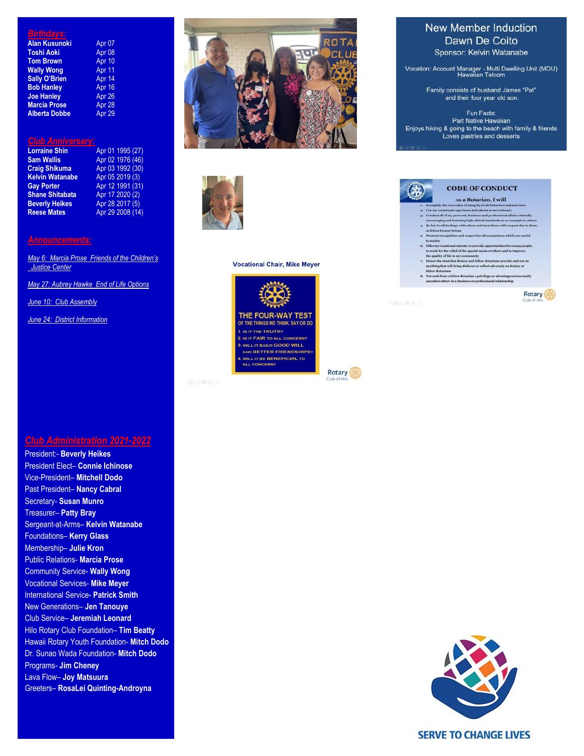## Birthdays:

| | |
|---|---|
| Alan Kusunoki | Apr 07 |
| Toshi Aoki | Apr 08 |
| Tom Brown | Apr 10 |
| Wally Wong | Apr 11 |
| Sally O'Brien | Apr 14 |
| Bob Hanley | Apr 16 |
| Joe Hanley | Apr 26 |
| Marcia Prose | Apr 28 |
| Alberta Dobbe | Apr 29 |

## Club Anniversary:

| | |
|---|---|
| Lorraine Shin | Apr 01 1995 (27) |
| Sam Wallis | Apr 02 1976 (46) |
| Craig Shikuma | Apr 03 1992 (30) |
| Kelvin Watanabe | Apr 05 2019 (3) |
| Gay Porter | Apr 12 1991 (31) |
| Shane Shitabata | Apr 17 2020 (2) |
| Beverly Heikes | Apr 28 2017 (5) |
| Reese Mates | Apr 29 2008 (14) |

## Announcements:

May 6: Marcia Prose Friends of the Children's Justice Center

May 27: Aubrey Hawke End of Life Options

June 10: Club Assembly

June 24: District Information

## Club Administration 2021-2022

President:- **Beverly Heikes**
President Elect– **Connie Ichinose**
Vice-President– **Mitchell Dodo**
Past President– **Nancy Cabral**
Secretary- **Susan Munro**
Treasurer– **Patty Bray**
Sergeant-at-Arms– **Kelvin Watanabe**
Foundations– **Kerry Glass**
Membership– **Julie Kron**
Public Relations- **Marcia Prose**
Community Service- **Wally Wong**
Vocational Services- **Mike Meyer**
International Service- **Patrick Smith**
New Generations– **Jen Tanouye**
Club Service– **Jeremiah Leonard**
Hilo Rotary Club Foundation– **Tim Beatty**
Hawaii Rotary Youth Foundation- **Mitch Dodo**
Dr. Sunao Wada Foundation- **Mitch Dodo**
Programs- **Jim Cheney**
Lava Flow– **Joy Matsuura**
Greeters– **RosaLei Quinting-Androyna**

## New Member Induction
### Dawn De Coito
Sponsor: Kelvin Watanabe

Vocation: Account Manager - Multi Dwelling Unit (MDU) Hawaiian Telcom

Family consists of husband James "Pat" and their four year old son.

Fun Facts:
Part Native Hawaiian
Enjoys hiking & going to the beach with family & friends
Loves pastries and desserts

Vocational Chair, Mike Meyer

**THE FOUR-WAY TEST**
OF THE THINGS WE THINK, SAY OR DO

1. IS IT THE TRUTH?
2. IS IT FAIR TO ALL CONCERN?
3. WILL IT BUILD GOOD WILL AND BETTER FRIENDSHIPS?
4. WILL IT BE BENEFICIAL TO ALL CONCERN?

Rotary Club of Hilo

**CODE OF CONDUCT**

As a Rotarian, I will

1. Exemplify the core value of integrity in all behaviors and activities
2. Use my vocational experience and talents to serve Rotary
3. Conduct all of my personal, business and professional affairs ethically, encouraging and fostering high ethical standards as an example to others
4. Be fair in all dealings with others and treat them with respect due to them as fellow human beings
5. Promote recognition and respect for all occupations which are useful to society
6. Offer my vocational talents: to provide opportunities for young people, to work for the relief of the special needs of others and to improve the quality of life in my community
7. Honor the trust that Rotary and fellow Rotarians provide and not do anything that will bring disfavor or reflect adversely on Rotary or fellow Rotarians
8. Not seek from a fellow Rotarian a privilege or advantage not normally accorded others in a business or professional relationship

Rotary Club of Hilo

SERVE TO CHANGE LIVES